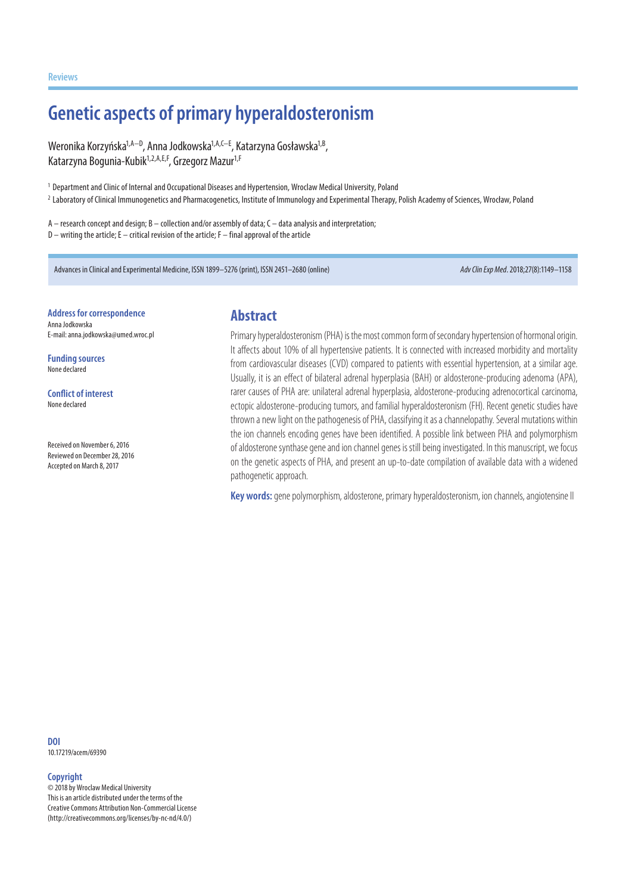Reviews

# Genetic aspects of primary hyperaldosteronism

Weronika Korzyńska[1,A–D], Anna Jodkowska[1,A,C–E], Katarzyna Gosławska[1,B], Katarzyna Bogunia-Kubik[1,2,A,E,F], Grzegorz Mazur[1,F]

[1] Department and Clinic of Internal and Occupational Diseases and Hypertension, Wroclaw Medical University, Poland

[2] Laboratory of Clinical Immunogenetics and Pharmacogenetics, Institute of Immunology and Experimental Therapy, Polish Academy of Sciences, Wrocław, Poland

A – research concept and design; B – collection and/or assembly of data; C – data analysis and interpretation;
D – writing the article; E – critical revision of the article; F – final approval of the article

Advances in Clinical and Experimental Medicine, ISSN 1899–5276 (print), ISSN 2451–2680 (online)

*Adv Clin Exp Med*. 2018;27(8):1149–1158

**Address for correspondence**
Anna Jodkowska
E-mail: anna.jodkowska@umed.wroc.pl

**Funding sources**
None declared

**Conflict of interest**
None declared

Received on November 6, 2016
Reviewed on December 28, 2016
Accepted on March 8, 2017

## Abstract

Primary hyperaldosteronism (PHA) is the most common form of secondary hypertension of hormonal origin. It affects about 10% of all hypertensive patients. It is connected with increased morbidity and mortality from cardiovascular diseases (CVD) compared to patients with essential hypertension, at a similar age. Usually, it is an effect of bilateral adrenal hyperplasia (BAH) or aldosterone-producing adenoma (APA), rarer causes of PHA are: unilateral adrenal hyperplasia, aldosterone-producing adrenocortical carcinoma, ectopic aldosterone-producing tumors, and familial hyperaldosteronism (FH). Recent genetic studies have thrown a new light on the pathogenesis of PHA, classifying it as a channelopathy. Several mutations within the ion channels encoding genes have been identified. A possible link between PHA and polymorphism of aldosterone synthase gene and ion channel genes is still being investigated. In this manuscript, we focus on the genetic aspects of PHA, and present an up-to-date compilation of available data with a widened pathogenetic approach.

**Key words:** gene polymorphism, aldosterone, primary hyperaldosteronism, ion channels, angiotensine II

**DOI**
10.17219/acem/69390

**Copyright**
© 2018 by Wroclaw Medical University
This is an article distributed under the terms of the Creative Commons Attribution Non-Commercial License (http://creativecommons.org/licenses/by-nc-nd/4.0/)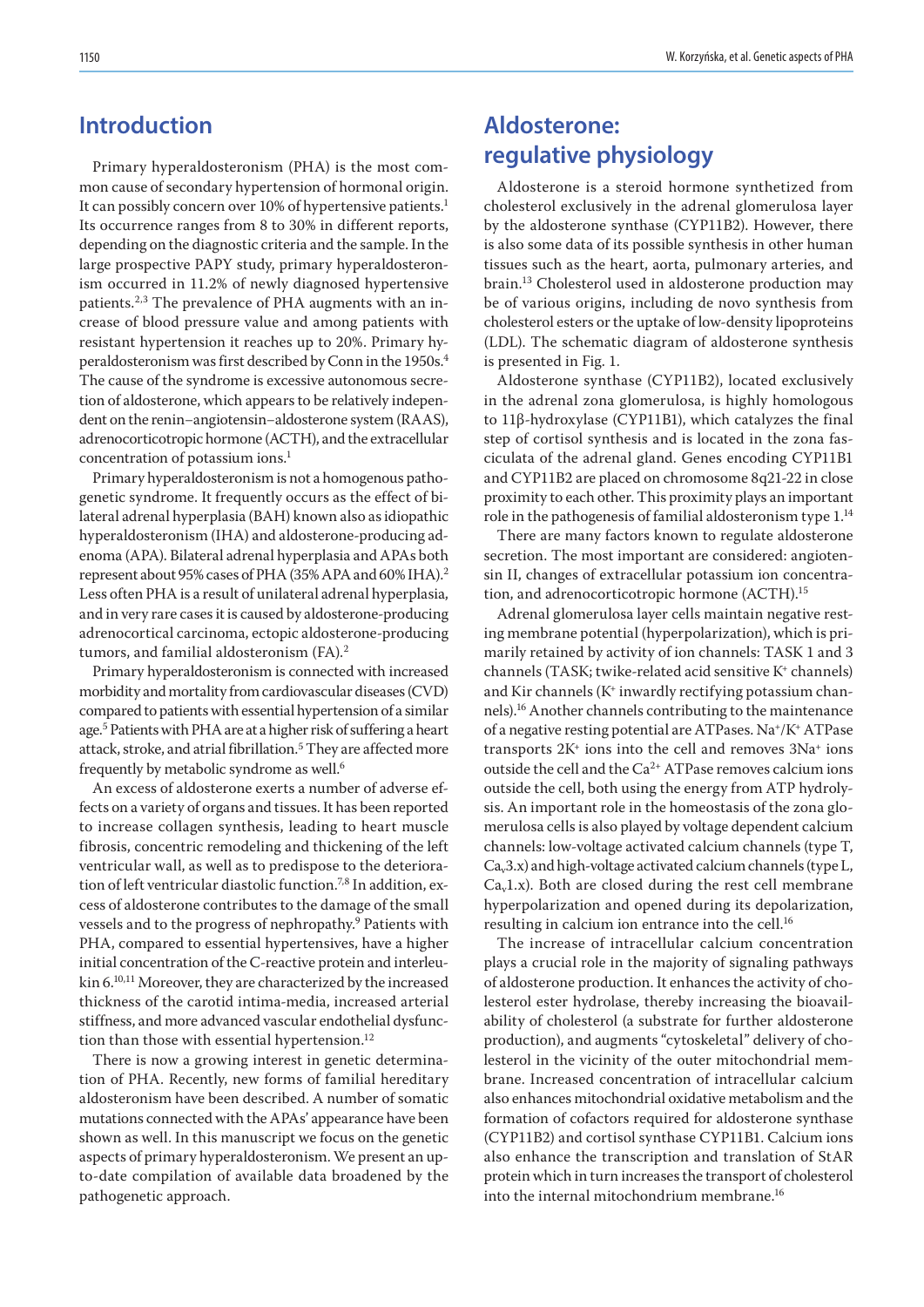## Introduction

Primary hyperaldosteronism (PHA) is the most common cause of secondary hypertension of hormonal origin. It can possibly concern over 10% of hypertensive patients.[1] Its occurrence ranges from 8 to 30% in different reports, depending on the diagnostic criteria and the sample. In the large prospective PAPY study, primary hyperaldosteronism occurred in 11.2% of newly diagnosed hypertensive patients.[2,3] The prevalence of PHA augments with an increase of blood pressure value and among patients with resistant hypertension it reaches up to 20%. Primary hyperaldosteronism was first described by Conn in the 1950s.[4] The cause of the syndrome is excessive autonomous secretion of aldosterone, which appears to be relatively independent on the renin–angiotensin–aldosterone system (RAAS), adrenocorticotropic hormone (ACTH), and the extracellular concentration of potassium ions.[1]

Primary hyperaldosteronism is not a homogenous pathogenetic syndrome. It frequently occurs as the effect of bilateral adrenal hyperplasia (BAH) known also as idiopathic hyperaldosteronism (IHA) and aldosterone-producing adenoma (APA). Bilateral adrenal hyperplasia and APAs both represent about 95% cases of PHA (35% APA and 60% IHA).[2] Less often PHA is a result of unilateral adrenal hyperplasia, and in very rare cases it is caused by aldosterone-producing adrenocortical carcinoma, ectopic aldosterone-producing tumors, and familial aldosteronism (FA).[2]

Primary hyperaldosteronism is connected with increased morbidity and mortality from cardiovascular diseases (CVD) compared to patients with essential hypertension of a similar age.[5] Patients with PHA are at a higher risk of suffering a heart attack, stroke, and atrial fibrillation.[5] They are affected more frequently by metabolic syndrome as well.[6]

An excess of aldosterone exerts a number of adverse effects on a variety of organs and tissues. It has been reported to increase collagen synthesis, leading to heart muscle fibrosis, concentric remodeling and thickening of the left ventricular wall, as well as to predispose to the deterioration of left ventricular diastolic function.[7,8] In addition, excess of aldosterone contributes to the damage of the small vessels and to the progress of nephropathy.[9] Patients with PHA, compared to essential hypertensives, have a higher initial concentration of the C-reactive protein and interleukin 6.[10,11] Moreover, they are characterized by the increased thickness of the carotid intima-media, increased arterial stiffness, and more advanced vascular endothelial dysfunction than those with essential hypertension.[12]

There is now a growing interest in genetic determination of PHA. Recently, new forms of familial hereditary aldosteronism have been described. A number of somatic mutations connected with the APAs' appearance have been shown as well. In this manuscript we focus on the genetic aspects of primary hyperaldosteronism. We present an up-to-date compilation of available data broadened by the pathogenetic approach.

## Aldosterone: regulative physiology

Aldosterone is a steroid hormone synthetized from cholesterol exclusively in the adrenal glomerulosa layer by the aldosterone synthase (CYP11B2). However, there is also some data of its possible synthesis in other human tissues such as the heart, aorta, pulmonary arteries, and brain.[13] Cholesterol used in aldosterone production may be of various origins, including de novo synthesis from cholesterol esters or the uptake of low-density lipoproteins (LDL). The schematic diagram of aldosterone synthesis is presented in Fig. 1.

Aldosterone synthase (CYP11B2), located exclusively in the adrenal zona glomerulosa, is highly homologous to 11β-hydroxylase (CYP11B1), which catalyzes the final step of cortisol synthesis and is located in the zona fasciculata of the adrenal gland. Genes encoding CYP11B1 and CYP11B2 are placed on chromosome 8q21-22 in close proximity to each other. This proximity plays an important role in the pathogenesis of familial aldosteronism type 1.[14]

There are many factors known to regulate aldosterone secretion. The most important are considered: angiotensin II, changes of extracellular potassium ion concentration, and adrenocorticotropic hormone (ACTH).[15]

Adrenal glomerulosa layer cells maintain negative resting membrane potential (hyperpolarization), which is primarily retained by activity of ion channels: TASK 1 and 3 channels (TASK; twike-related acid sensitive $K^+$ channels) and Kir channels ($K^+$ inwardly rectifying potassium channels).[16] Another channels contributing to the maintenance of a negative resting potential are ATPases. $Na^+/K^+$ ATPase transports $2K^+$ ions into the cell and removes $3Na^+$ ions outside the cell and the $Ca^{2+}$ ATPase removes calcium ions outside the cell, both using the energy from ATP hydrolysis. An important role in the homeostasis of the zona glomerulosa cells is also played by voltage dependent calcium channels: low-voltage activated calcium channels (type T, $Ca_v3.x$) and high-voltage activated calcium channels (type L, $Ca_v1.x$). Both are closed during the rest cell membrane hyperpolarization and opened during its depolarization, resulting in calcium ion entrance into the cell.[16]

The increase of intracellular calcium concentration plays a crucial role in the majority of signaling pathways of aldosterone production. It enhances the activity of cholesterol ester hydrolase, thereby increasing the bioavailability of cholesterol (a substrate for further aldosterone production), and augments "cytoskeletal" delivery of cholesterol in the vicinity of the outer mitochondrial membrane. Increased concentration of intracellular calcium also enhances mitochondrial oxidative metabolism and the formation of cofactors required for aldosterone synthase (CYP11B2) and cortisol synthase CYP11B1. Calcium ions also enhance the transcription and translation of StAR protein which in turn increases the transport of cholesterol into the internal mitochondrium membrane.[16]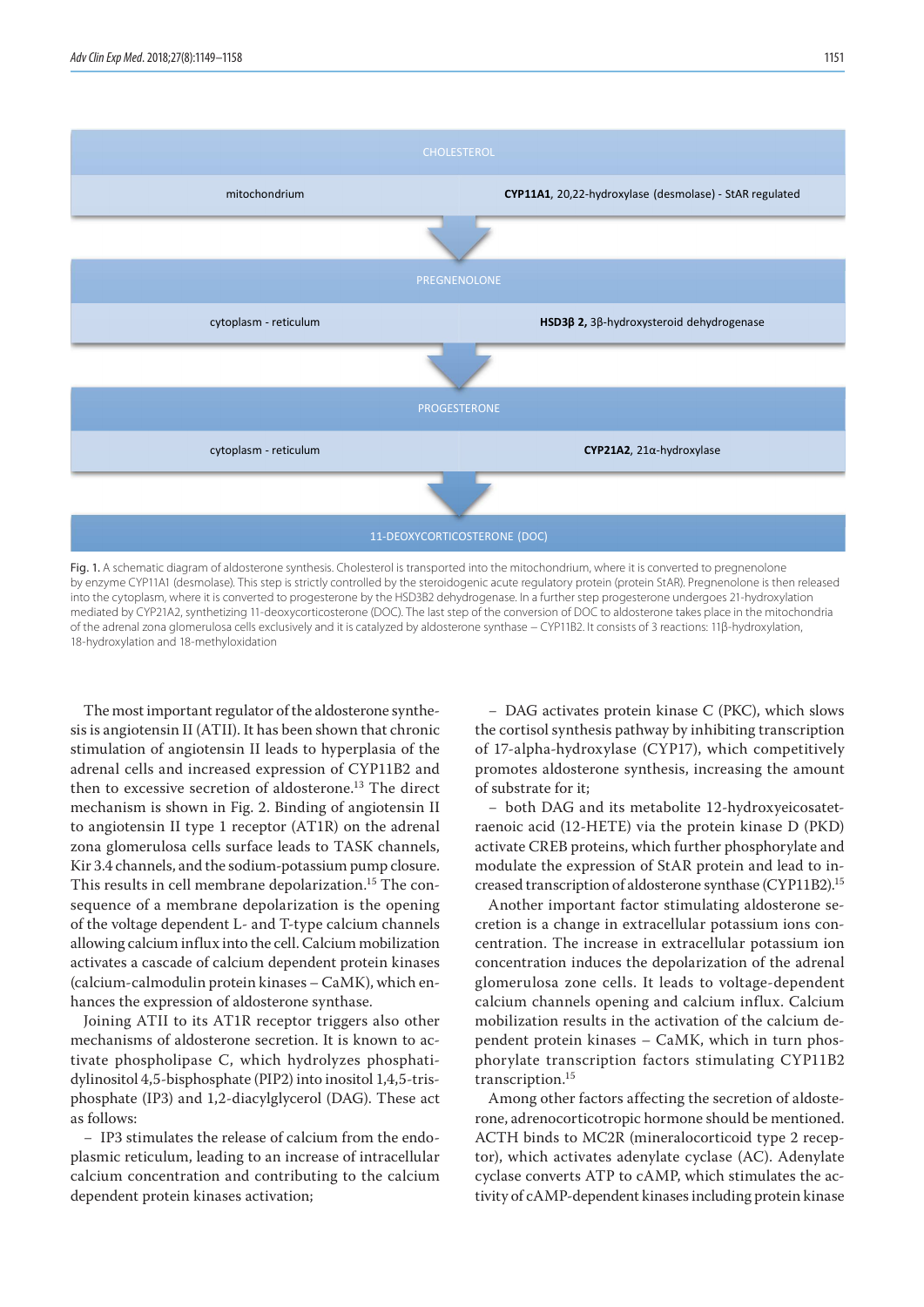| CHOLESTEROL | |
|---|---|
| mitochondrium | **CYP11A1**, 20,22-hydroxylase (desmolase) - StAR regulated |
| PREGNENOLONE | |
| cytoplasm - reticulum | **HSD3β 2,** 3β-hydroxysteroid dehydrogenase |
| PROGESTERONE | |
| cytoplasm - reticulum | **CYP21A2**, 21α-hydroxylase |
| 11-DEOXYCORTICOSTERONE (DOC) | |

Fig. 1. A schematic diagram of aldosterone synthesis. Cholesterol is transported into the mitochondrium, where it is converted to pregnenolone by enzyme CYP11A1 (desmolase). This step is strictly controlled by the steroidogenic acute regulatory protein (protein StAR). Pregnenolone is then released into the cytoplasm, where it is converted to progesterone by the HSD3B2 dehydrogenase. In a further step progesterone undergoes 21-hydroxylation mediated by CYP21A2, synthetizing 11-deoxycorticosterone (DOC). The last step of the conversion of DOC to aldosterone takes place in the mitochondria of the adrenal zona glomerulosa cells exclusively and it is catalyzed by aldosterone synthase – CYP11B2. It consists of 3 reactions: 11β-hydroxylation, 18-hydroxylation and 18-methyloxidation

The most important regulator of the aldosterone synthesis is angiotensin II (ATII). It has been shown that chronic stimulation of angiotensin II leads to hyperplasia of the adrenal cells and increased expression of CYP11B2 and then to excessive secretion of aldosterone.[13] The direct mechanism is shown in Fig. 2. Binding of angiotensin II to angiotensin II type 1 receptor (AT1R) on the adrenal zona glomerulosa cells surface leads to TASK channels, Kir 3.4 channels, and the sodium-potassium pump closure. This results in cell membrane depolarization.[15] The consequence of a membrane depolarization is the opening of the voltage dependent L- and T-type calcium channels allowing calcium influx into the cell. Calcium mobilization activates a cascade of calcium dependent protein kinases (calcium-calmodulin protein kinases – CaMK), which enhances the expression of aldosterone synthase.

Joining ATII to its AT1R receptor triggers also other mechanisms of aldosterone secretion. It is known to activate phospholipase C, which hydrolyzes phosphatidylinositol 4,5-bisphosphate (PIP2) into inositol 1,4,5-trisphosphate (IP3) and 1,2-diacylglycerol (DAG). These act as follows:

– IP3 stimulates the release of calcium from the endoplasmic reticulum, leading to an increase of intracellular calcium concentration and contributing to the calcium dependent protein kinases activation;

– DAG activates protein kinase C (PKC), which slows the cortisol synthesis pathway by inhibiting transcription of 17-alpha-hydroxylase (CYP17), which competitively promotes aldosterone synthesis, increasing the amount of substrate for it;

– both DAG and its metabolite 12-hydroxyeicosatetraenoic acid (12-HETE) via the protein kinase D (PKD) activate CREB proteins, which further phosphorylate and modulate the expression of StAR protein and lead to increased transcription of aldosterone synthase (CYP11B2).[15]

Another important factor stimulating aldosterone secretion is a change in extracellular potassium ions concentration. The increase in extracellular potassium ion concentration induces the depolarization of the adrenal glomerulosa zone cells. It leads to voltage-dependent calcium channels opening and calcium influx. Calcium mobilization results in the activation of the calcium dependent protein kinases – CaMK, which in turn phosphorylate transcription factors stimulating CYP11B2 transcription.[15]

Among other factors affecting the secretion of aldosterone, adrenocorticotropic hormone should be mentioned. ACTH binds to MC2R (mineralocorticoid type 2 receptor), which activates adenylate cyclase (AC). Adenylate cyclase converts ATP to cAMP, which stimulates the activity of cAMP-dependent kinases including protein kinase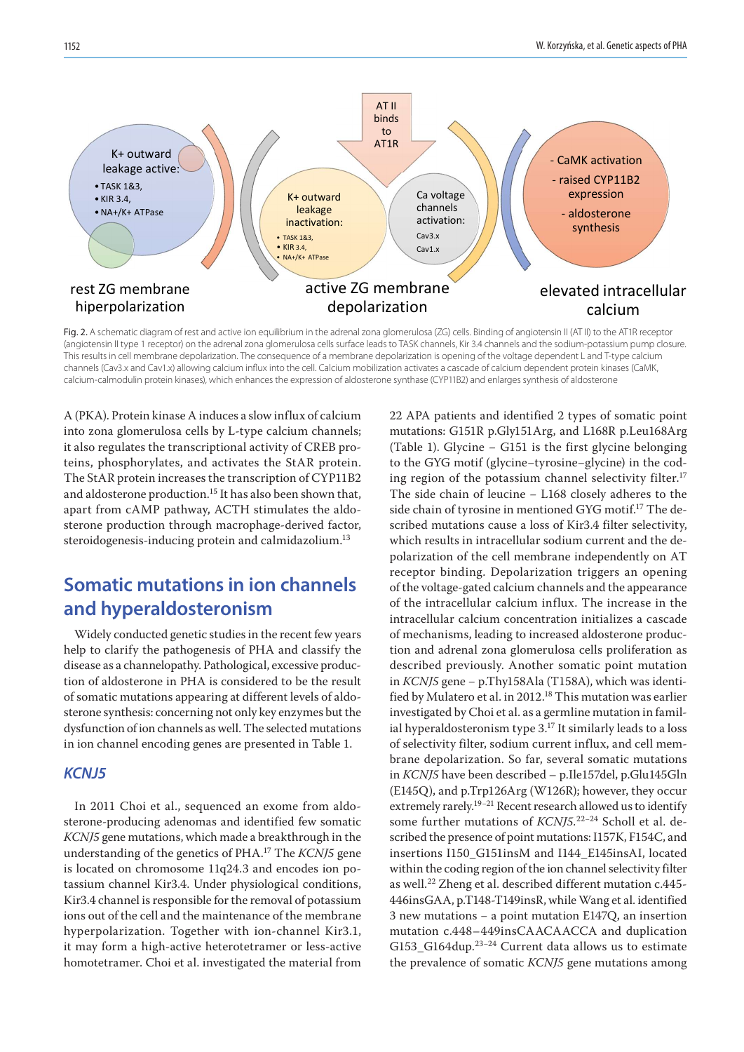Fig. 2. A schematic diagram of rest and active ion equilibrium in the adrenal zona glomerulosa (ZG) cells. Binding of angiotensin II (AT II) to the AT1R receptor (angiotensin II type 1 receptor) on the adrenal zona glomerulosa cells surface leads to TASK channels, Kir 3.4 channels and the sodium-potassium pump closure. This results in cell membrane depolarization. The consequence of a membrane depolarization is opening of the voltage dependent L and T-type calcium channels (Cav3.x and Cav1.x) allowing calcium influx into the cell. Calcium mobilization activates a cascade of calcium dependent protein kinases (CaMK, calcium-calmodulin protein kinases), which enhances the expression of aldosterone synthase (CYP11B2) and enlarges synthesis of aldosterone

A (PKA). Protein kinase A induces a slow influx of calcium into zona glomerulosa cells by L-type calcium channels; it also regulates the transcriptional activity of CREB proteins, phosphorylates, and activates the StAR protein. The StAR protein increases the transcription of CYP11B2 and aldosterone production.[15] It has also been shown that, apart from cAMP pathway, ACTH stimulates the aldosterone production through macrophage-derived factor, steroidogenesis-inducing protein and calmidazolium.[13]

## Somatic mutations in ion channels and hyperaldosteronism

Widely conducted genetic studies in the recent few years help to clarify the pathogenesis of PHA and classify the disease as a channelopathy. Pathological, excessive production of aldosterone in PHA is considered to be the result of somatic mutations appearing at different levels of aldosterone synthesis: concerning not only key enzymes but the dysfunction of ion channels as well. The selected mutations in ion channel encoding genes are presented in Table 1.

### *KCNJ5*

In 2011 Choi et al., sequenced an exome from aldosterone-producing adenomas and identified few somatic *KCNJ5* gene mutations, which made a breakthrough in the understanding of the genetics of PHA.[17] The *KCNJ5* gene is located on chromosome 11q24.3 and encodes ion potassium channel Kir3.4. Under physiological conditions, Kir3.4 channel is responsible for the removal of potassium ions out of the cell and the maintenance of the membrane hyperpolarization. Together with ion-channel Kir3.1, it may form a high-active heterotetramer or less-active homotetramer. Choi et al. investigated the material from 22 APA patients and identified 2 types of somatic point mutations: G151R p.Gly151Arg, and L168R p.Leu168Arg (Table 1). Glycine – G151 is the first glycine belonging to the GYG motif (glycine–tyrosine–glycine) in the coding region of the potassium channel selectivity filter.[17] The side chain of leucine – L168 closely adheres to the side chain of tyrosine in mentioned GYG motif.[17] The described mutations cause a loss of Kir3.4 filter selectivity, which results in intracellular sodium current and the depolarization of the cell membrane independently on AT receptor binding. Depolarization triggers an opening of the voltage-gated calcium channels and the appearance of the intracellular calcium influx. The increase in the intracellular calcium concentration initializes a cascade of mechanisms, leading to increased aldosterone production and adrenal zona glomerulosa cells proliferation as described previously. Another somatic point mutation in *KCNJ5* gene – p.Thy158Ala (T158A), which was identified by Mulatero et al. in 2012.[18] This mutation was earlier investigated by Choi et al. as a germline mutation in familial hyperaldosteronism type 3.[17] It similarly leads to a loss of selectivity filter, sodium current influx, and cell membrane depolarization. So far, several somatic mutations in *KCNJ5* have been described – p.Ile157del, p.Glu145Gln (E145Q), and p.Trp126Arg (W126R); however, they occur extremely rarely.[19–21] Recent research allowed us to identify some further mutations of *KCNJ5*.[22–24] Scholl et al. described the presence of point mutations: I157K, F154C, and insertions I150_G151insM and I144_E145insAI, located within the coding region of the ion channel selectivity filter as well.[22] Zheng et al. described different mutation c.445-446insGAA, p.T148-T149insR, while Wang et al. identified 3 new mutations – a point mutation E147Q, an insertion mutation c.448–449insCAACAACCA and duplication G153_G164dup.[23–24] Current data allows us to estimate the prevalence of somatic *KCNJ5* gene mutations among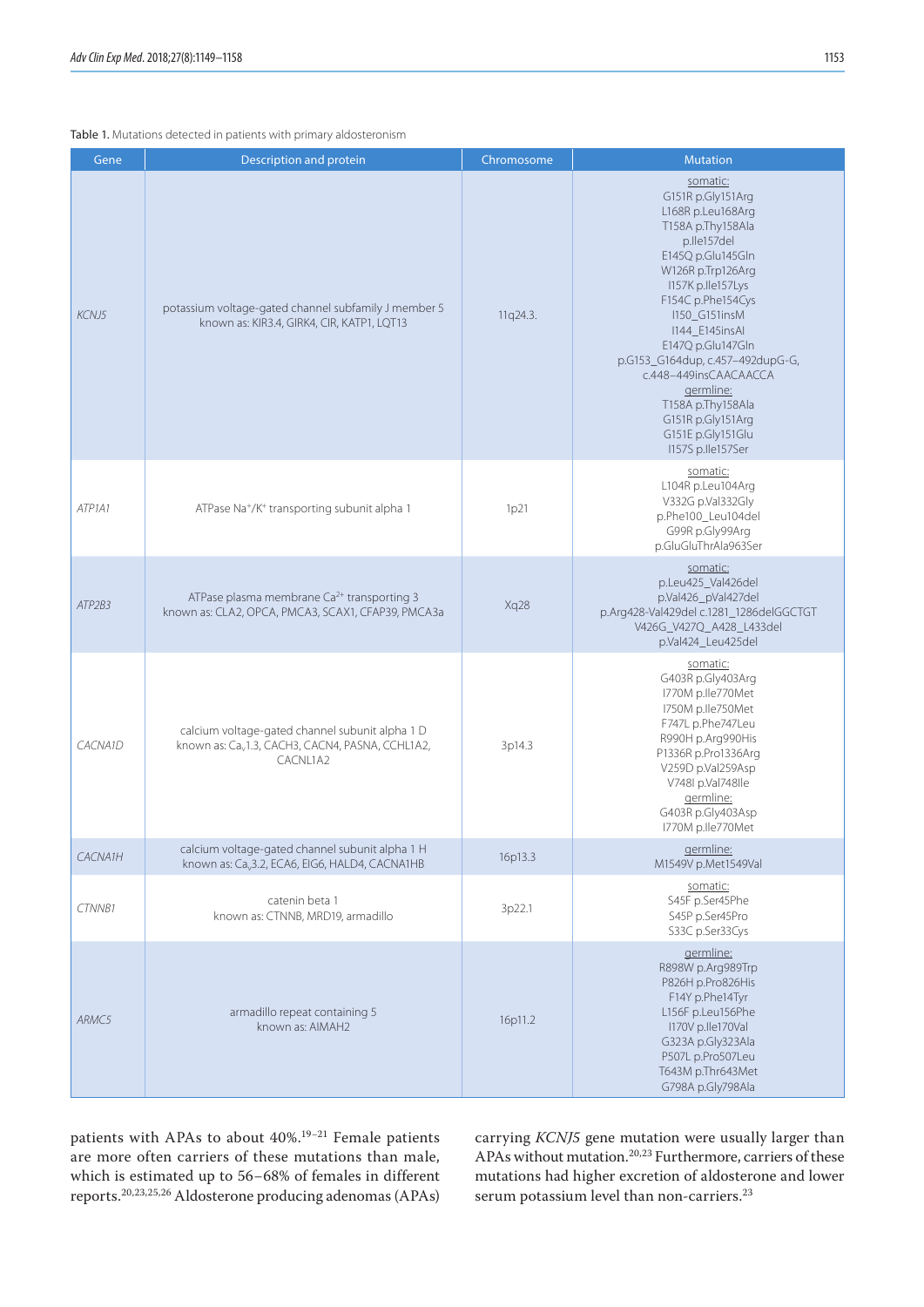Table 1. Mutations detected in patients with primary aldosteronism

| Gene | Description and protein | Chromosome | Mutation |
|---|---|---|---|
| *KCNJ5* | potassium voltage-gated channel subfamily J member 5 known as: KIR3.4, GIRK4, CIR, KATP1, LQT13 | 11q24.3. | somatic: G151R p.Gly151Arg L168R p.Leu168Arg T158A p.Thy158Ala p.Ile157del E145Q p.Glu145Gln W126R p.Trp126Arg I157K p.Ile157Lys F154C p.Phe154Cys I150_G151insM I144_E145insAI E147Q p.Glu147Gln p.G153_G164dup, c.457–492dupG-G, c.448–449insCAACAACCA germline: T158A p.Thy158Ala G151R p.Gly151Arg G151E p.Gly151Glu I157S p.Ile157Ser |
| *ATP1A1* | ATPase $Na^{+}/K^{+}$ transporting subunit alpha 1 | 1p21 | somatic: L104R p.Leu104Arg V332G p.Val332Gly p.Phe100_Leu104del G99R p.Gly99Arg p.GluGluThrAla963Ser |
| *ATP2B3* | ATPase plasma membrane $Ca^{2+}$ transporting 3 known as: CLA2, OPCA, PMCA3, SCAX1, CFAP39, PMCA3a | Xq28 | somatic: p.Leu425_Val426del p.Val426_pVal427del p.Arg428-Val429del c.1281_1286delGGCTGT V426G_V427Q_A428_L433del p.Val424_Leu425del |
| *CACNA1D* | calcium voltage-gated channel subunit alpha 1 D known as: $Ca_v1.3$, CACH3, CACN4, PASNA, CCHL1A2, CACNL1A2 | 3p14.3 | somatic: G403R p.Gly403Arg I770M p.Ile770Met I750M p.Ile750Met F747L p.Phe747Leu R990H p.Arg990His P1336R p.Pro1336Arg V259D p.Val259Asp V748I p.Val748Ile germline: G403R p.Gly403Asp I770M p.Ile770Met |
| *CACNA1H* | calcium voltage-gated channel subunit alpha 1 H known as: $Ca_v3.2$, ECA6, EIG6, HALD4, CACNA1HB | 16p13.3 | germline: M1549V p.Met1549Val |
| *CTNNB1* | catenin beta 1 known as: CTNNB, MRD19, armadillo | 3p22.1 | somatic: S45F p.Ser45Phe S45P p.Ser45Pro S33C p.Ser33Cys |
| *ARMC5* | armadillo repeat containing 5 known as: AIMAH2 | 16p11.2 | germline: R898W p.Arg989Trp P826H p.Pro826His F14Y p.Phe14Tyr L156F p.Leu156Phe I170V p.Ile170Val G323A p.Gly323Ala P507L p.Pro507Leu T643M p.Thr643Met G798A p.Gly798Ala |

patients with APAs to about 40%.[19–21] Female patients are more often carriers of these mutations than male, which is estimated up to 56–68% of females in different reports.[20,23,25,26] Aldosterone producing adenomas (APAs) carrying *KCNJ5* gene mutation were usually larger than APAs without mutation.[20,23] Furthermore, carriers of these mutations had higher excretion of aldosterone and lower serum potassium level than non-carriers.[23]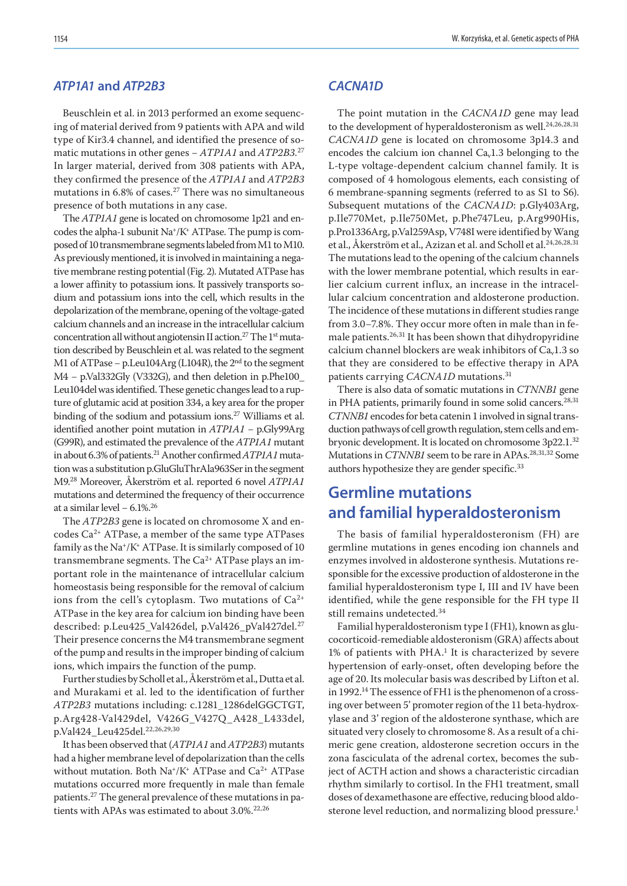### *ATP1A1* and *ATP2B3*

Beuschlein et al. in 2013 performed an exome sequencing of material derived from 9 patients with APA and wild type of Kir3.4 channel, and identified the presence of somatic mutations in other genes – *ATP1A1* and *ATP2B3*.[27] In larger material, derived from 308 patients with APA, they confirmed the presence of the *ATP1A1* and *ATP2B3* mutations in 6.8% of cases.[27] There was no simultaneous presence of both mutations in any case.

The *ATP1A1* gene is located on chromosome 1p21 and encodes the alpha-1 subunit $Na^+/K^+$ ATPase. The pump is composed of 10 transmembrane segments labeled from M1 to M10. As previously mentioned, it is involved in maintaining a negative membrane resting potential (Fig. 2). Mutated ATPase has a lower affinity to potassium ions. It passively transports sodium and potassium ions into the cell, which results in the depolarization of the membrane, opening of the voltage-gated calcium channels and an increase in the intracellular calcium concentration all without angiotensin II action.[27] The 1st mutation described by Beuschlein et al. was related to the segment M1 of ATPase – p.Leu104Arg (L104R), the 2nd to the segment M4 – p.Val332Gly (V332G), and then deletion in p.Phe100_Leu104del was identified. These genetic changes lead to a rupture of glutamic acid at position 334, a key area for the proper binding of the sodium and potassium ions.[27] Williams et al. identified another point mutation in *ATP1A1* – p.Gly99Arg (G99R), and estimated the prevalence of the *ATP1A1* mutant in about 6.3% of patients.[21] Another confirmed *ATP1A1* mutation was a substitution p.GluGluThrAla963Ser in the segment M9.[28] Moreover, Åkerström et al. reported 6 novel *ATP1A1* mutations and determined the frequency of their occurrence at a similar level – 6.1%.[26]

The *ATP2B3* gene is located on chromosome X and encodes $Ca^{2+}$ ATPase, a member of the same type ATPases family as the $Na^+/K^+$ ATPase. It is similarly composed of 10 transmembrane segments. The $Ca^{2+}$ ATPase plays an important role in the maintenance of intracellular calcium homeostasis being responsible for the removal of calcium ions from the cell's cytoplasm. Two mutations of $Ca^{2+}$ ATPase in the key area for calcium ion binding have been described: p.Leu425_Val426del, p.Val426_pVal427del.[27] Their presence concerns the M4 transmembrane segment of the pump and results in the improper binding of calcium ions, which impairs the function of the pump.

Further studies by Scholl et al., Åkerström et al., Dutta et al. and Murakami et al. led to the identification of further *ATP2B3* mutations including: c.1281_1286delGGCTGT, p.Arg428-Val429del, V426G_V427Q_A428_L433del, p.Val424_Leu425del.[22,26,29,30]

It has been observed that (*ATP1A1* and *ATP2B3*) mutants had a higher membrane level of depolarization than the cells without mutation. Both $Na^+/K^+$ ATPase and $Ca^{2+}$ ATPase mutations occurred more frequently in male than female patients.[27] The general prevalence of these mutations in patients with APAs was estimated to about 3.0%.[22,26]

### *CACNA1D*

The point mutation in the *CACNA1D* gene may lead to the development of hyperaldosteronism as well.[24,26,28,31] *CACNA1D* gene is located on chromosome 3p14.3 and encodes the calcium ion channel $Ca_v1.3$ belonging to the L-type voltage-dependent calcium channel family. It is composed of 4 homologous elements, each consisting of 6 membrane-spanning segments (referred to as S1 to S6). Subsequent mutations of the *CACNA1D*: p.Gly403Arg, p.Ile770Met, p.Ile750Met, p.Phe747Leu, p.Arg990His, p.Pro1336Arg, p.Val259Asp, V748I were identified by Wang et al., Åkerström et al., Azizan et al. and Scholl et al.[24,26,28,31] The mutations lead to the opening of the calcium channels with the lower membrane potential, which results in earlier calcium current influx, an increase in the intracellular calcium concentration and aldosterone production. The incidence of these mutations in different studies range from 3.0–7.8%. They occur more often in male than in female patients.[26,31] It has been shown that dihydropyridine calcium channel blockers are weak inhibitors of $Ca_v1.3$ so that they are considered to be effective therapy in APA patients carrying *CACNA1D* mutations.[31]

There is also data of somatic mutations in *CTNNB1* gene in PHA patients, primarily found in some solid cancers.[28,31] *CTNNB1* encodes for beta catenin 1 involved in signal transduction pathways of cell growth regulation, stem cells and embryonic development. It is located on chromosome 3p22.1.[32] Mutations in *CTNNB1* seem to be rare in APAs.[28,31,32] Some authors hypothesize they are gender specific.[33]

## Germline mutations and familial hyperaldosteronism

The basis of familial hyperaldosteronism (FH) are germline mutations in genes encoding ion channels and enzymes involved in aldosterone synthesis. Mutations responsible for the excessive production of aldosterone in the familial hyperaldosteronism type I, III and IV have been identified, while the gene responsible for the FH type II still remains undetected.[34]

Familial hyperaldosteronism type I (FH1), known as glucocorticoid-remediable aldosteronism (GRA) affects about 1% of patients with PHA.[1] It is characterized by severe hypertension of early-onset, often developing before the age of 20. Its molecular basis was described by Lifton et al. in 1992.[14] The essence of FH1 is the phenomenon of a crossing over between 5′ promoter region of the 11 beta-hydroxylase and 3′ region of the aldosterone synthase, which are situated very closely to chromosome 8. As a result of a chimeric gene creation, aldosterone secretion occurs in the zona fasciculata of the adrenal cortex, becomes the subject of ACTH action and shows a characteristic circadian rhythm similarly to cortisol. In the FH1 treatment, small doses of dexamethasone are effective, reducing blood aldosterone level reduction, and normalizing blood pressure.[1]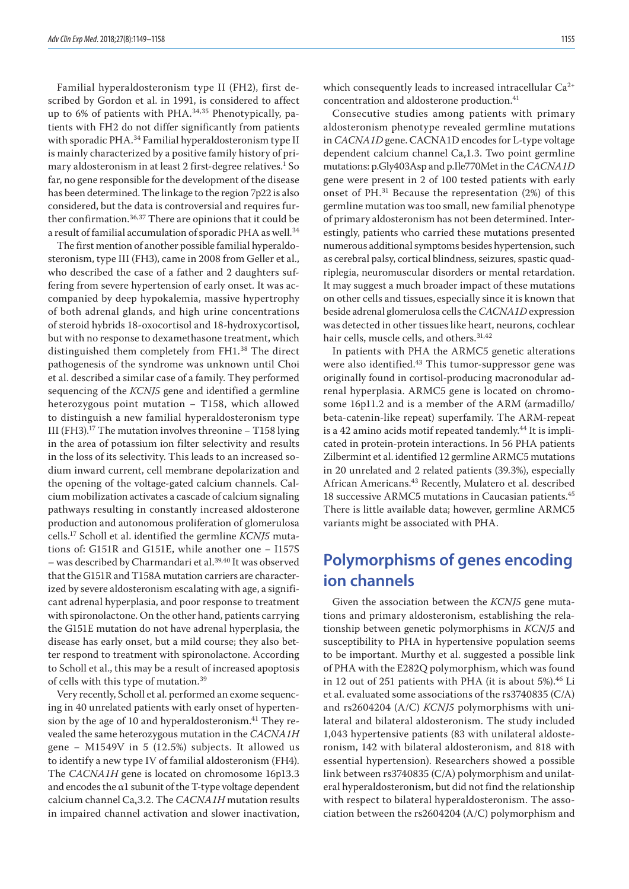Familial hyperaldosteronism type II (FH2), first described by Gordon et al. in 1991, is considered to affect up to 6% of patients with PHA.[34,35] Phenotypically, patients with FH2 do not differ significantly from patients with sporadic PHA.[34] Familial hyperaldosteronism type II is mainly characterized by a positive family history of primary aldosteronism in at least 2 first-degree relatives.[1] So far, no gene responsible for the development of the disease has been determined. The linkage to the region 7p22 is also considered, but the data is controversial and requires further confirmation.[36,37] There are opinions that it could be a result of familial accumulation of sporadic PHA as well.[34]

The first mention of another possible familial hyperaldosteronism, type III (FH3), came in 2008 from Geller et al., who described the case of a father and 2 daughters suffering from severe hypertension of early onset. It was accompanied by deep hypokalemia, massive hypertrophy of both adrenal glands, and high urine concentrations of steroid hybrids 18-oxocortisol and 18-hydroxycortisol, but with no response to dexamethasone treatment, which distinguished them completely from FH1.[38] The direct pathogenesis of the syndrome was unknown until Choi et al. described a similar case of a family. They performed sequencing of the *KCNJ5* gene and identified a germline heterozygous point mutation – T158, which allowed to distinguish a new familial hyperaldosteronism type III (FH3).[17] The mutation involves threonine – T158 lying in the area of potassium ion filter selectivity and results in the loss of its selectivity. This leads to an increased sodium inward current, cell membrane depolarization and the opening of the voltage-gated calcium channels. Calcium mobilization activates a cascade of calcium signaling pathways resulting in constantly increased aldosterone production and autonomous proliferation of glomerulosa cells.[17] Scholl et al. identified the germline *KCNJ5* mutations of: G151R and G151E, while another one – I157S – was described by Charmandari et al.[39,40] It was observed that the G151R and T158A mutation carriers are characterized by severe aldosteronism escalating with age, a significant adrenal hyperplasia, and poor response to treatment with spironolactone. On the other hand, patients carrying the G151E mutation do not have adrenal hyperplasia, the disease has early onset, but a mild course; they also better respond to treatment with spironolactone. According to Scholl et al., this may be a result of increased apoptosis of cells with this type of mutation.[39]

Very recently, Scholl et al. performed an exome sequencing in 40 unrelated patients with early onset of hypertension by the age of 10 and hyperaldosteronism.[41] They revealed the same heterozygous mutation in the *CACNA1H* gene – M1549V in 5 (12.5%) subjects. It allowed us to identify a new type IV of familial aldosteronism (FH4). The *CACNA1H* gene is located on chromosome 16p13.3 and encodes the α1 subunit of the T-type voltage dependent calcium channel $Ca_v3.2$. The *CACNA1H* mutation results in impaired channel activation and slower inactivation, which consequently leads to increased intracellular $Ca^{2+}$ concentration and aldosterone production.[41]

Consecutive studies among patients with primary aldosteronism phenotype revealed germline mutations in *CACNA1D* gene. CACNA1D encodes for L-type voltage dependent calcium channel $Ca_v1.3$. Two point germline mutations: p.Gly403Asp and p.Ile770Met in the *CACNA1D* gene were present in 2 of 100 tested patients with early onset of PH.[31] Because the representation (2%) of this germline mutation was too small, new familial phenotype of primary aldosteronism has not been determined. Interestingly, patients who carried these mutations presented numerous additional symptoms besides hypertension, such as cerebral palsy, cortical blindness, seizures, spastic quadriplegia, neuromuscular disorders or mental retardation. It may suggest a much broader impact of these mutations on other cells and tissues, especially since it is known that beside adrenal glomerulosa cells the *CACNA1D* expression was detected in other tissues like heart, neurons, cochlear hair cells, muscle cells, and others.[31,42]

In patients with PHA the ARMC5 genetic alterations were also identified.[43] This tumor-suppressor gene was originally found in cortisol-producing macronodular adrenal hyperplasia. ARMC5 gene is located on chromosome 16p11.2 and is a member of the ARM (armadillo/beta-catenin-like repeat) superfamily. The ARM-repeat is a 42 amino acids motif repeated tandemly.[44] It is implicated in protein-protein interactions. In 56 PHA patients Zilbermint et al. identified 12 germline ARMC5 mutations in 20 unrelated and 2 related patients (39.3%), especially African Americans.[43] Recently, Mulatero et al. described 18 successive ARMC5 mutations in Caucasian patients.[45] There is little available data; however, germline ARMC5 variants might be associated with PHA.

## Polymorphisms of genes encoding ion channels

Given the association between the *KCNJ5* gene mutations and primary aldosteronism, establishing the relationship between genetic polymorphisms in *KCNJ5* and susceptibility to PHA in hypertensive population seems to be important. Murthy et al. suggested a possible link of PHA with the E282Q polymorphism, which was found in 12 out of 251 patients with PHA (it is about 5%).[46] Li et al. evaluated some associations of the rs3740835 (C/A) and rs2604204 (A/C) *KCNJ5* polymorphisms with unilateral and bilateral aldosteronism. The study included 1,043 hypertensive patients (83 with unilateral aldosteronism, 142 with bilateral aldosteronism, and 818 with essential hypertension). Researchers showed a possible link between rs3740835 (C/A) polymorphism and unilateral hyperaldosteronism, but did not find the relationship with respect to bilateral hyperaldosteronism. The association between the rs2604204 (A/C) polymorphism and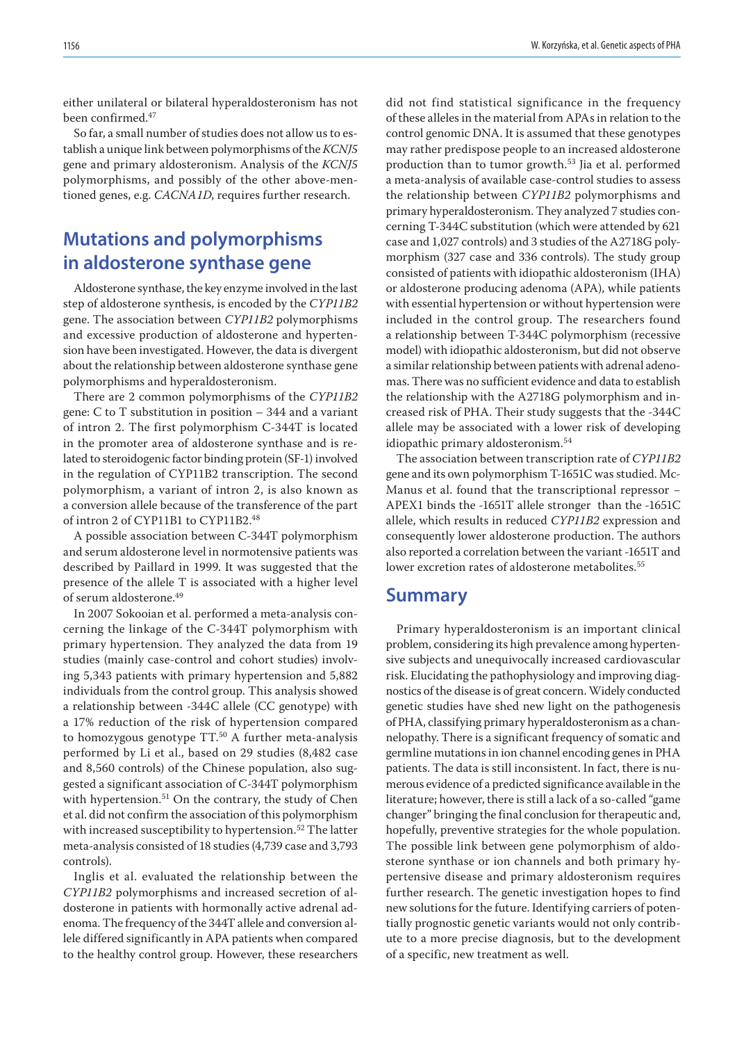either unilateral or bilateral hyperaldosteronism has not been confirmed.[47]

So far, a small number of studies does not allow us to establish a unique link between polymorphisms of the *KCNJ5* gene and primary aldosteronism. Analysis of the *KCNJ5* polymorphisms, and possibly of the other above-mentioned genes, e.g. *CACNA1D*, requires further research.

## Mutations and polymorphisms in aldosterone synthase gene

Aldosterone synthase, the key enzyme involved in the last step of aldosterone synthesis, is encoded by the *CYP11B2* gene. The association between *CYP11B2* polymorphisms and excessive production of aldosterone and hypertension have been investigated. However, the data is divergent about the relationship between aldosterone synthase gene polymorphisms and hyperaldosteronism.

There are 2 common polymorphisms of the *CYP11B2* gene: C to T substitution in position – 344 and a variant of intron 2. The first polymorphism C-344T is located in the promoter area of aldosterone synthase and is related to steroidogenic factor binding protein (SF-1) involved in the regulation of CYP11B2 transcription. The second polymorphism, a variant of intron 2, is also known as a conversion allele because of the transference of the part of intron 2 of CYP11B1 to CYP11B2.[48]

A possible association between C-344T polymorphism and serum aldosterone level in normotensive patients was described by Paillard in 1999. It was suggested that the presence of the allele T is associated with a higher level of serum aldosterone.[49]

In 2007 Sokooian et al. performed a meta-analysis concerning the linkage of the C-344T polymorphism with primary hypertension. They analyzed the data from 19 studies (mainly case-control and cohort studies) involving 5,343 patients with primary hypertension and 5,882 individuals from the control group. This analysis showed a relationship between -344C allele (CC genotype) with a 17% reduction of the risk of hypertension compared to homozygous genotype TT.[50] A further meta-analysis performed by Li et al., based on 29 studies (8,482 case and 8,560 controls) of the Chinese population, also suggested a significant association of C-344T polymorphism with hypertension.[51] On the contrary, the study of Chen et al. did not confirm the association of this polymorphism with increased susceptibility to hypertension.[52] The latter meta-analysis consisted of 18 studies (4,739 case and 3,793 controls).

Inglis et al. evaluated the relationship between the *CYP11B2* polymorphisms and increased secretion of aldosterone in patients with hormonally active adrenal adenoma. The frequency of the 344T allele and conversion allele differed significantly in APA patients when compared to the healthy control group. However, these researchers did not find statistical significance in the frequency of these alleles in the material from APAs in relation to the control genomic DNA. It is assumed that these genotypes may rather predispose people to an increased aldosterone production than to tumor growth.[53] Jia et al. performed a meta-analysis of available case-control studies to assess the relationship between *CYP11B2* polymorphisms and primary hyperaldosteronism. They analyzed 7 studies concerning T-344C substitution (which were attended by 621 case and 1,027 controls) and 3 studies of the A2718G polymorphism (327 case and 336 controls). The study group consisted of patients with idiopathic aldosteronism (IHA) or aldosterone producing adenoma (APA), while patients with essential hypertension or without hypertension were included in the control group. The researchers found a relationship between T-344C polymorphism (recessive model) with idiopathic aldosteronism, but did not observe a similar relationship between patients with adrenal adenomas. There was no sufficient evidence and data to establish the relationship with the A2718G polymorphism and increased risk of PHA. Their study suggests that the -344C allele may be associated with a lower risk of developing idiopathic primary aldosteronism.[54]

The association between transcription rate of *CYP11B2* gene and its own polymorphism T-1651C was studied. McManus et al. found that the transcriptional repressor – APEX1 binds the -1651T allele stronger than the -1651C allele, which results in reduced *CYP11B2* expression and consequently lower aldosterone production. The authors also reported a correlation between the variant -1651T and lower excretion rates of aldosterone metabolites.[55]

## Summary

Primary hyperaldosteronism is an important clinical problem, considering its high prevalence among hypertensive subjects and unequivocally increased cardiovascular risk. Elucidating the pathophysiology and improving diagnostics of the disease is of great concern. Widely conducted genetic studies have shed new light on the pathogenesis of PHA, classifying primary hyperaldosteronism as a channelopathy. There is a significant frequency of somatic and germline mutations in ion channel encoding genes in PHA patients. The data is still inconsistent. In fact, there is numerous evidence of a predicted significance available in the literature; however, there is still a lack of a so-called "game changer" bringing the final conclusion for therapeutic and, hopefully, preventive strategies for the whole population. The possible link between gene polymorphism of aldosterone synthase or ion channels and both primary hypertensive disease and primary aldosteronism requires further research. The genetic investigation hopes to find new solutions for the future. Identifying carriers of potentially prognostic genetic variants would not only contribute to a more precise diagnosis, but to the development of a specific, new treatment as well.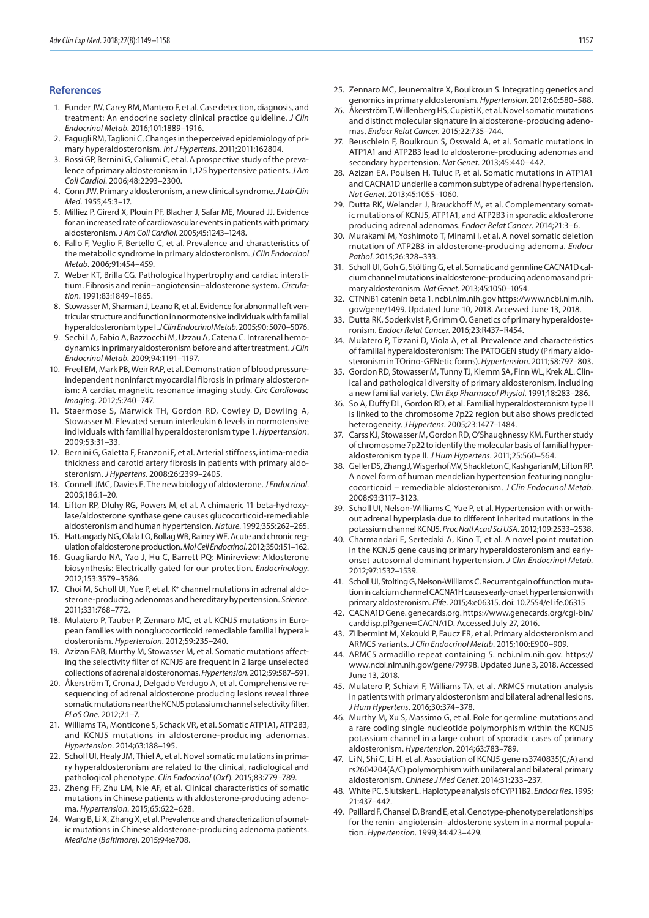## References

1. Funder JW, Carey RM, Mantero F, et al. Case detection, diagnosis, and treatment: An endocrine society clinical practice guideline. *J Clin Endocrinol Metab*. 2016;101:1889–1916.
2. Fagugli RM, Taglioni C. Changes in the perceived epidemiology of primary hyperaldosteronism. *Int J Hypertens*. 2011;2011:162804.
3. Rossi GP, Bernini G, Caliumi C, et al. A prospective study of the prevalence of primary aldosteronism in 1,125 hypertensive patients. *J Am Coll Cardiol*. 2006;48:2293–2300.
4. Conn JW. Primary aldosteronism, a new clinical syndrome. *J Lab Clin Med*. 1955;45:3–17.
5. Milliez P, Girerd X, Plouin PF, Blacher J, Safar ME, Mourad JJ. Evidence for an increased rate of cardiovascular events in patients with primary aldosteronism. *J Am Coll Cardiol*. 2005;45:1243–1248.
6. Fallo F, Veglio F, Bertello C, et al. Prevalence and characteristics of the metabolic syndrome in primary aldosteronism. *J Clin Endocrinol Metab*. 2006;91:454–459.
7. Weber KT, Brilla CG. Pathological hypertrophy and cardiac interstitium. Fibrosis and renin–angiotensin–aldosterone system. *Circulation*. 1991;83:1849–1865.
8. Stowasser M, Sharman J, Leano R, et al. Evidence for abnormal left ventricular structure and function in normotensive individuals with familial hyperaldosteronism type I. *J Clin Endocrinol Metab*. 2005;90:5070–5076.
9. Sechi LA, Fabio A, Bazzocchi M, Uzzau A, Catena C. Intrarenal hemodynamics in primary aldosteronism before and after treatment. *J Clin Endocrinol Metab*. 2009;94:1191–1197.
10. Freel EM, Mark PB, Weir RAP, et al. Demonstration of blood pressure-independent noninfarct myocardial fibrosis in primary aldosteronism: A cardiac magnetic resonance imaging study. *Circ Cardiovasc Imaging*. 2012;5:740–747.
11. Staermose S, Marwick TH, Gordon RD, Cowley D, Dowling A, Stowasser M. Elevated serum interleukin 6 levels in normotensive individuals with familial hyperaldosteronism type 1. *Hypertension*. 2009;53:31–33.
12. Bernini G, Galetta F, Franzoni F, et al. Arterial stiffness, intima-media thickness and carotid artery fibrosis in patients with primary aldosteronism. *J Hypertens*. 2008;26:2399–2405.
13. Connell JMC, Davies E. The new biology of aldosterone. *J Endocrinol*. 2005;186:1–20.
14. Lifton RP, Dluhy RG, Powers M, et al. A chimaeric 11 beta-hydroxylase/aldosterone synthase gene causes glucocorticoid-remediable aldosteronism and human hypertension. *Nature*. 1992;355:262–265.
15. Hattangady NG, Olala LO, Bollag WB, Rainey WE. Acute and chronic regulation of aldosterone production. *Mol Cell Endocrinol*. 2012;350:151–162.
16. Guagliardo NA, Yao J, Hu C, Barrett PQ: Minireview: Aldosterone biosynthesis: Electrically gated for our protection. *Endocrinology*. 2012;153:3579–3586.
17. Choi M, Scholl UI, Yue P, et al. K+ channel mutations in adrenal aldosterone-producing adenomas and hereditary hypertension. *Science*. 2011;331:768–772.
18. Mulatero P, Tauber P, Zennaro MC, et al. KCNJ5 mutations in European families with nonglucocorticoid remediable familial hyperaldosteronism. *Hypertension*. 2012;59:235–240.
19. Azizan EAB, Murthy M, Stowasser M, et al. Somatic mutations affecting the selectivity filter of KCNJ5 are frequent in 2 large unselected collections of adrenal aldosteronomas. *Hypertension*. 2012;59:587–591.
20. Åkerström T, Crona J, Delgado Verdugo A, et al. Comprehensive re-sequencing of adrenal aldosterone producing lesions reveal three somatic mutations near the KCNJ5 potassium channel selectivity filter. *PLoS One*. 2012;7:1–7.
21. Williams TA, Monticone S, Schack VR, et al. Somatic ATP1A1, ATP2B3, and KCNJ5 mutations in aldosterone-producing adenomas. *Hypertension*. 2014;63:188–195.
22. Scholl UI, Healy JM, Thiel A, et al. Novel somatic mutations in primary hyperaldosteronism are related to the clinical, radiological and pathological phenotype. *Clin Endocrinol* (*Oxf*). 2015;83:779–789.
23. Zheng FF, Zhu LM, Nie AF, et al. Clinical characteristics of somatic mutations in Chinese patients with aldosterone-producing adenoma. *Hypertension*. 2015;65:622–628.
24. Wang B, Li X, Zhang X, et al. Prevalence and characterization of somatic mutations in Chinese aldosterone-producing adenoma patients. *Medicine* (*Baltimore*). 2015;94:e708.
25. Zennaro MC, Jeunemaitre X, Boulkroun S. Integrating genetics and genomics in primary aldosteronism. *Hypertension*. 2012;60:580–588.
26. Åkerström T, Willenberg HS, Cupisti K, et al. Novel somatic mutations and distinct molecular signature in aldosterone-producing adenomas. *Endocr Relat Cancer*. 2015;22:735–744.
27. Beuschlein F, Boulkroun S, Osswald A, et al. Somatic mutations in ATP1A1 and ATP2B3 lead to aldosterone-producing adenomas and secondary hypertension. *Nat Genet*. 2013;45:440–442.
28. Azizan EA, Poulsen H, Tuluc P, et al. Somatic mutations in ATP1A1 and CACNA1D underlie a common subtype of adrenal hypertension. *Nat Genet*. 2013;45:1055–1060.
29. Dutta RK, Welander J, Brauckhoff M, et al. Complementary somatic mutations of KCNJ5, ATP1A1, and ATP2B3 in sporadic aldosterone producing adrenal adenomas. *Endocr Relat Cancer*. 2014;21:3–6.
30. Murakami M, Yoshimoto T, Minami I, et al. A novel somatic deletion mutation of ATP2B3 in aldosterone-producing adenoma. *Endocr Pathol*. 2015;26:328–333.
31. Scholl UI, Goh G, Stölting G, et al. Somatic and germline CACNA1D calcium channel mutations in aldosterone-producing adenomas and primary aldosteronism. *Nat Genet*. 2013;45:1050–1054.
32. CTNNB1 catenin beta 1. ncbi.nlm.nih.gov https://www.ncbi.nlm.nih.gov/gene/1499. Updated June 10, 2018. Accessed June 13, 2018.
33. Dutta RK, Soderkvist P, Grimm O. Genetics of primary hyperaldosteronism. *Endocr Relat Cancer*. 2016;23:R437–R454.
34. Mulatero P, Tizzani D, Viola A, et al. Prevalence and characteristics of familial hyperaldosteronism: The PATOGEN study (Primary aldosteronism in TOrino-GENetic forms). *Hypertension*. 2011;58:797–803.
35. Gordon RD, Stowasser M, Tunny TJ, Klemm SA, Finn WL, Krek AL. Clinical and pathological diversity of primary aldosteronism, including a new familial variety. *Clin Exp Pharmacol Physiol*. 1991;18:283–286.
36. So A, Duffy DL, Gordon RD, et al. Familial hyperaldosteronism type II is linked to the chromosome 7p22 region but also shows predicted heterogeneity. *J Hypertens*. 2005;23:1477–1484.
37. Carss KJ, Stowasser M, Gordon RD, O'Shaughnessy KM. Further study of chromosome 7p22 to identify the molecular basis of familial hyperaldosteronism type II. *J Hum Hypertens*. 2011;25:560–564.
38. Geller DS, Zhang J, Wisgerhof MV, Shackleton C, Kashgarian M, Lifton RP. A novel form of human mendelian hypertension featuring nonglucocorticoid – remediable aldosteronism. *J Clin Endocrinol Metab*. 2008;93:3117–3123.
39. Scholl UI, Nelson-Williams C, Yue P, et al. Hypertension with or without adrenal hyperplasia due to different inherited mutations in the potassium channel KCNJ5. *Proc Natl Acad Sci USA*. 2012;109:2533–2538.
40. Charmandari E, Sertedaki A, Kino T, et al. A novel point mutation in the KCNJ5 gene causing primary hyperaldosteronism and early-onset autosomal dominant hypertension. *J Clin Endocrinol Metab*. 2012;97:1532–1539.
41. Scholl UI, Stolting G, Nelson-Williams C. Recurrent gain of function mutation in calcium channel CACNA1H causes early-onset hypertension with primary aldosteronism. *Elife*. 2015;4:e06315. doi: 10.7554/eLife.06315
42. CACNA1D Gene. genecards.org. https://www.genecards.org/cgi-bin/carddisp.pl?gene=CACNA1D. Accessed July 27, 2016.
43. Zilbermint M, Xekouki P, Faucz FR, et al. Primary aldosteronism and ARMC5 variants. *J Clin Endocrinol Metab*. 2015;100:E900–909.
44. ARMC5 armadillo repeat containing 5. ncbi.nlm.nih.gov. https://www.ncbi.nlm.nih.gov/gene/79798. Updated June 3, 2018. Accessed June 13, 2018.
45. Mulatero P, Schiavi F, Williams TA, et al. ARMC5 mutation analysis in patients with primary aldosteronism and bilateral adrenal lesions. *J Hum Hypertens*. 2016;30:374–378.
46. Murthy M, Xu S, Massimo G, et al. Role for germline mutations and a rare coding single nucleotide polymorphism within the KCNJ5 potassium channel in a large cohort of sporadic cases of primary aldosteronism. *Hypertension*. 2014;63:783–789.
47. Li N, Shi C, Li H, et al. Association of KCNJ5 gene rs3740835(C/A) and rs2604204(A/C) polymorphism with unilateral and bilateral primary aldosteronism. *Chinese J Med Genet*. 2014;31:233–237.
48. White PC, Slutsker L. Haplotype analysis of CYP11B2. *Endocr Res*. 1995; 21:437–442.
49. Paillard F, Chansel D, Brand E, et al. Genotype-phenotype relationships for the renin–angiotensin–aldosterone system in a normal population. *Hypertension*. 1999;34:423–429.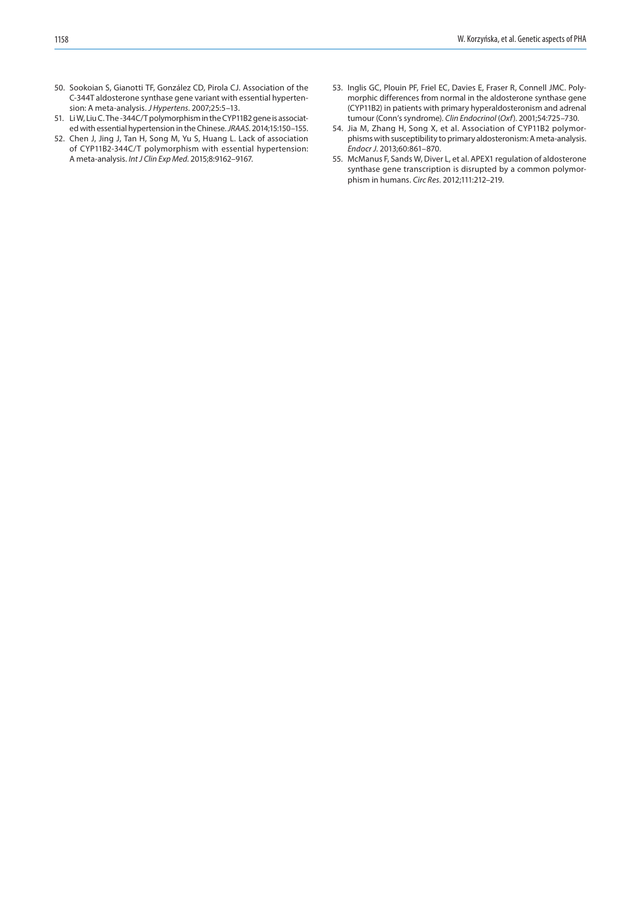50. Sookoian S, Gianotti TF, González CD, Pirola CJ. Association of the C-344T aldosterone synthase gene variant with essential hypertension: A meta-analysis. *J Hypertens*. 2007;25:5–13.
51. Li W, Liu C. The -344C/T polymorphism in the CYP11B2 gene is associated with essential hypertension in the Chinese. *JRAAS*. 2014;15:150–155.
52. Chen J, Jing J, Tan H, Song M, Yu S, Huang L. Lack of association of CYP11B2-344C/T polymorphism with essential hypertension: A meta-analysis. *Int J Clin Exp Med*. 2015;8:9162–9167.
53. Inglis GC, Plouin PF, Friel EC, Davies E, Fraser R, Connell JMC. Polymorphic differences from normal in the aldosterone synthase gene (CYP11B2) in patients with primary hyperaldosteronism and adrenal tumour (Conn's syndrome). *Clin Endocrinol* (*Oxf*). 2001;54:725–730.
54. Jia M, Zhang H, Song X, et al. Association of CYP11B2 polymorphisms with susceptibility to primary aldosteronism: A meta-analysis. *Endocr J*. 2013;60:861–870.
55. McManus F, Sands W, Diver L, et al. APEX1 regulation of aldosterone synthase gene transcription is disrupted by a common polymorphism in humans. *Circ Res*. 2012;111:212–219.